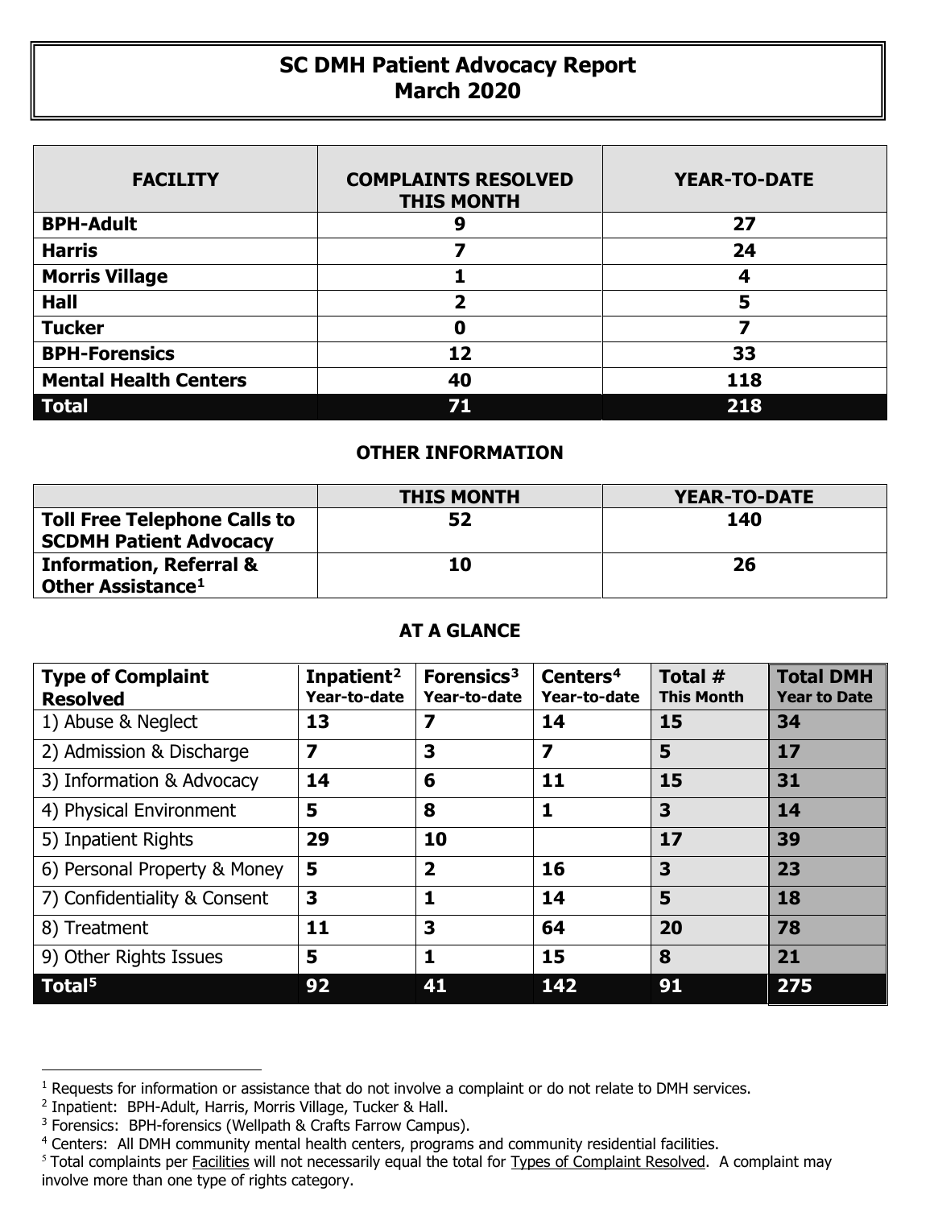# SC DMH Patient Advocacy Report
# March 2020

| FACILITY | COMPLAINTS RESOLVED THIS MONTH | YEAR-TO-DATE |
|---|---|---|
| **BPH-Adult** | 9 | 27 |
| **Harris** | 7 | 24 |
| **Morris Village** | 1 | 4 |
| **Hall** | 2 | 5 |
| **Tucker** | 0 | 7 |
| **BPH-Forensics** | 12 | 33 |
| **Mental Health Centers** | 40 | 118 |
| **Total** | **71** | **218** |

## OTHER INFORMATION

| | THIS MONTH | YEAR-TO-DATE |
|---|---|---|
| **Toll Free Telephone Calls to SCDMH Patient Advocacy** | 52 | 140 |
| **Information, Referral & Other Assistance**[1] | 10 | 26 |

## AT A GLANCE

| Type of Complaint Resolved | Inpatient[2] Year-to-date | Forensics[3] Year-to-date | Centers[4] Year-to-date | Total # This Month | Total DMH Year to Date |
|---|---|---|---|---|---|
| 1) Abuse & Neglect | 13 | 7 | 14 | 15 | 34 |
| 2) Admission & Discharge | 7 | 3 | 7 | 5 | 17 |
| 3) Information & Advocacy | 14 | 6 | 11 | 15 | 31 |
| 4) Physical Environment | 5 | 8 | 1 | 3 | 14 |
| 5) Inpatient Rights | 29 | 10 | | 17 | 39 |
| 6) Personal Property & Money | 5 | 2 | 16 | 3 | 23 |
| 7) Confidentiality & Consent | 3 | 1 | 14 | 5 | 18 |
| 8) Treatment | 11 | 3 | 64 | 20 | 78 |
| 9) Other Rights Issues | 5 | 1 | 15 | 8 | 21 |
| **Total**[5] | **92** | **41** | **142** | **91** | **275** |

[1] Requests for information or assistance that do not involve a complaint or do not relate to DMH services.

[2] Inpatient: BPH-Adult, Harris, Morris Village, Tucker & Hall.

[3] Forensics: BPH-forensics (Wellpath & Crafts Farrow Campus).

[4] Centers: All DMH community mental health centers, programs and community residential facilities.

[5] Total complaints per Facilities will not necessarily equal the total for Types of Complaint Resolved. A complaint may involve more than one type of rights category.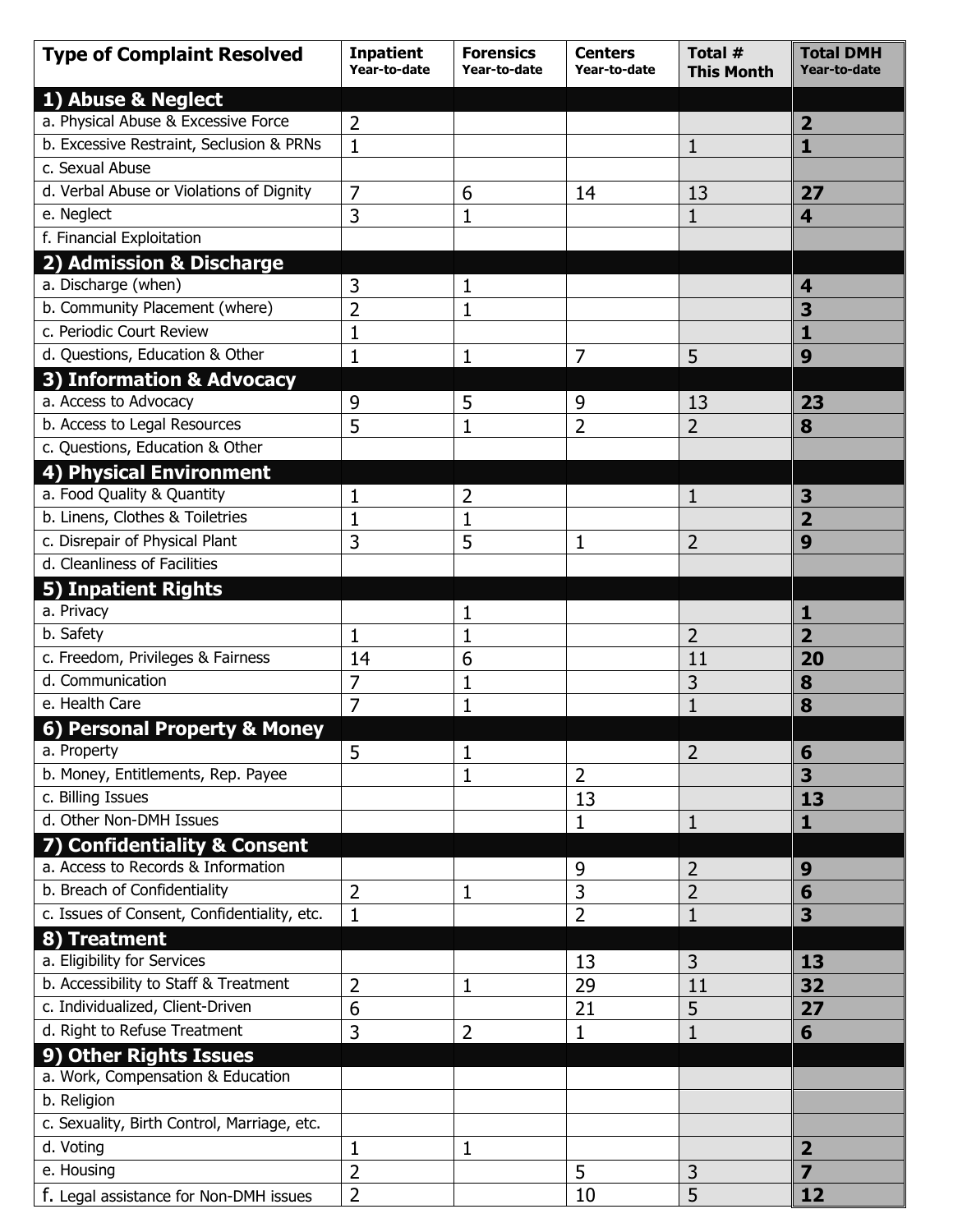| Type of Complaint Resolved | Inpatient Year-to-date | Forensics Year-to-date | Centers Year-to-date | Total # This Month | Total DMH Year-to-date |
|---|---|---|---|---|---|
| **1) Abuse & Neglect** | | | | | |
| a. Physical Abuse & Excessive Force | 2 | | | | **2** |
| b. Excessive Restraint, Seclusion & PRNs | 1 | | | 1 | **1** |
| c. Sexual Abuse | | | | | |
| d. Verbal Abuse or Violations of Dignity | 7 | 6 | 14 | 13 | **27** |
| e. Neglect | 3 | 1 | | 1 | **4** |
| f. Financial Exploitation | | | | | |
| **2) Admission & Discharge** | | | | | |
| a. Discharge (when) | 3 | 1 | | | **4** |
| b. Community Placement (where) | 2 | 1 | | | **3** |
| c. Periodic Court Review | 1 | | | | **1** |
| d. Questions, Education & Other | 1 | 1 | 7 | 5 | **9** |
| **3) Information & Advocacy** | | | | | |
| a. Access to Advocacy | 9 | 5 | 9 | 13 | **23** |
| b. Access to Legal Resources | 5 | 1 | 2 | 2 | **8** |
| c. Questions, Education & Other | | | | | |
| **4) Physical Environment** | | | | | |
| a. Food Quality & Quantity | 1 | 2 | | 1 | **3** |
| b. Linens, Clothes & Toiletries | 1 | 1 | | | **2** |
| c. Disrepair of Physical Plant | 3 | 5 | 1 | 2 | **9** |
| d. Cleanliness of Facilities | | | | | |
| **5) Inpatient Rights** | | | | | |
| a. Privacy | | 1 | | | **1** |
| b. Safety | 1 | 1 | | 2 | **2** |
| c. Freedom, Privileges & Fairness | 14 | 6 | | 11 | **20** |
| d. Communication | 7 | 1 | | 3 | **8** |
| e. Health Care | 7 | 1 | | 1 | **8** |
| **6) Personal Property & Money** | | | | | |
| a. Property | 5 | 1 | | 2 | **6** |
| b. Money, Entitlements, Rep. Payee | | 1 | 2 | | **3** |
| c. Billing Issues | | | 13 | | **13** |
| d. Other Non-DMH Issues | | | 1 | 1 | **1** |
| **7) Confidentiality & Consent** | | | | | |
| a. Access to Records & Information | | | 9 | 2 | **9** |
| b. Breach of Confidentiality | 2 | 1 | 3 | 2 | **6** |
| c. Issues of Consent, Confidentiality, etc. | 1 | | 2 | 1 | **3** |
| **8) Treatment** | | | | | |
| a. Eligibility for Services | | | 13 | 3 | **13** |
| b. Accessibility to Staff & Treatment | 2 | 1 | 29 | 11 | **32** |
| c. Individualized, Client-Driven | 6 | | 21 | 5 | **27** |
| d. Right to Refuse Treatment | 3 | 2 | 1 | 1 | **6** |
| **9) Other Rights Issues** | | | | | |
| a. Work, Compensation & Education | | | | | |
| b. Religion | | | | | |
| c. Sexuality, Birth Control, Marriage, etc. | | | | | |
| d. Voting | 1 | 1 | | | **2** |
| e. Housing | 2 | | 5 | 3 | **7** |
| f. Legal assistance for Non-DMH issues | 2 | | 10 | 5 | **12** |